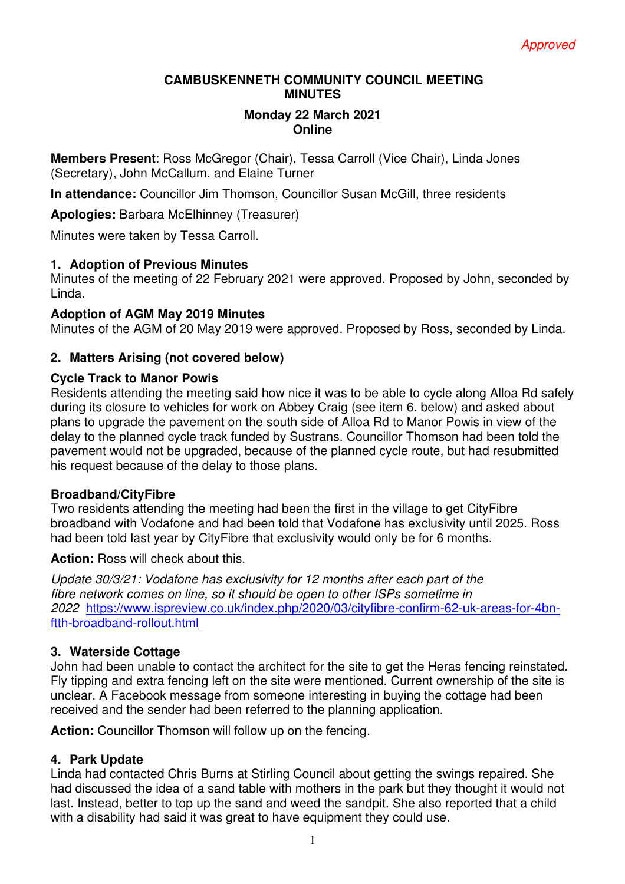*Approved*

# CAMBUSKENNETH COMMUNITY COUNCIL MEETING MINUTES

## Monday 22 March 2021
## Online

**Members Present**: Ross McGregor (Chair), Tessa Carroll (Vice Chair), Linda Jones (Secretary), John McCallum, and Elaine Turner

**In attendance:** Councillor Jim Thomson, Councillor Susan McGill, three residents

**Apologies:** Barbara McElhinney (Treasurer)

Minutes were taken by Tessa Carroll.

### 1. Adoption of Previous Minutes

Minutes of the meeting of 22 February 2021 were approved. Proposed by John, seconded by Linda.

### Adoption of AGM May 2019 Minutes

Minutes of the AGM of 20 May 2019 were approved. Proposed by Ross, seconded by Linda.

### 2. Matters Arising (not covered below)

#### Cycle Track to Manor Powis

Residents attending the meeting said how nice it was to be able to cycle along Alloa Rd safely during its closure to vehicles for work on Abbey Craig (see item 6. below) and asked about plans to upgrade the pavement on the south side of Alloa Rd to Manor Powis in view of the delay to the planned cycle track funded by Sustrans. Councillor Thomson had been told the pavement would not be upgraded, because of the planned cycle route, but had resubmitted his request because of the delay to those plans.

#### Broadband/CityFibre

Two residents attending the meeting had been the first in the village to get CityFibre broadband with Vodafone and had been told that Vodafone has exclusivity until 2025. Ross had been told last year by CityFibre that exclusivity would only be for 6 months.

**Action:** Ross will check about this.

*Update 30/3/21: Vodafone has exclusivity for 12 months after each part of the fibre network comes on line, so it should be open to other ISPs sometime in 2022* https://www.ispreview.co.uk/index.php/2020/03/cityfibre-confirm-62-uk-areas-for-4bn-ftth-broadband-rollout.html

### 3. Waterside Cottage

John had been unable to contact the architect for the site to get the Heras fencing reinstated. Fly tipping and extra fencing left on the site were mentioned. Current ownership of the site is unclear. A Facebook message from someone interesting in buying the cottage had been received and the sender had been referred to the planning application.

**Action:** Councillor Thomson will follow up on the fencing.

### 4. Park Update

Linda had contacted Chris Burns at Stirling Council about getting the swings repaired. She had discussed the idea of a sand table with mothers in the park but they thought it would not last. Instead, better to top up the sand and weed the sandpit. She also reported that a child with a disability had said it was great to have equipment they could use.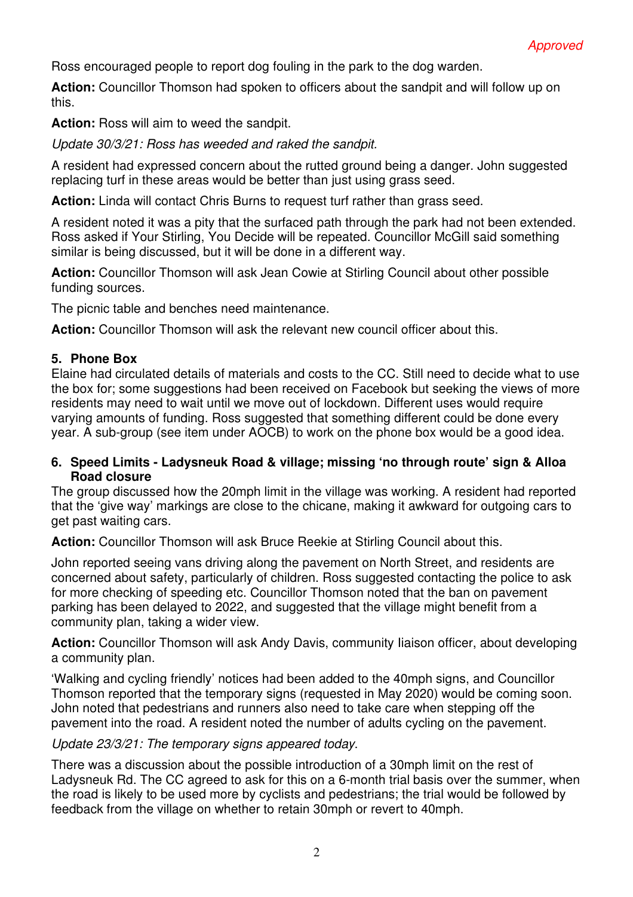*Approved*

Ross encouraged people to report dog fouling in the park to the dog warden.

**Action:** Councillor Thomson had spoken to officers about the sandpit and will follow up on this.

**Action:** Ross will aim to weed the sandpit.

*Update 30/3/21: Ross has weeded and raked the sandpit.*

A resident had expressed concern about the rutted ground being a danger. John suggested replacing turf in these areas would be better than just using grass seed.

**Action:** Linda will contact Chris Burns to request turf rather than grass seed.

A resident noted it was a pity that the surfaced path through the park had not been extended. Ross asked if Your Stirling, You Decide will be repeated. Councillor McGill said something similar is being discussed, but it will be done in a different way.

**Action:** Councillor Thomson will ask Jean Cowie at Stirling Council about other possible funding sources.

The picnic table and benches need maintenance.

**Action:** Councillor Thomson will ask the relevant new council officer about this.

## 5. Phone Box

Elaine had circulated details of materials and costs to the CC. Still need to decide what to use the box for; some suggestions had been received on Facebook but seeking the views of more residents may need to wait until we move out of lockdown. Different uses would require varying amounts of funding. Ross suggested that something different could be done every year. A sub-group (see item under AOCB) to work on the phone box would be a good idea.

## 6. Speed Limits - Ladysneuk Road & village; missing 'no through route' sign & Alloa Road closure

The group discussed how the 20mph limit in the village was working. A resident had reported that the 'give way' markings are close to the chicane, making it awkward for outgoing cars to get past waiting cars.

**Action:** Councillor Thomson will ask Bruce Reekie at Stirling Council about this.

John reported seeing vans driving along the pavement on North Street, and residents are concerned about safety, particularly of children. Ross suggested contacting the police to ask for more checking of speeding etc. Councillor Thomson noted that the ban on pavement parking has been delayed to 2022, and suggested that the village might benefit from a community plan, taking a wider view.

**Action:** Councillor Thomson will ask Andy Davis, community liaison officer, about developing a community plan.

'Walking and cycling friendly' notices had been added to the 40mph signs, and Councillor Thomson reported that the temporary signs (requested in May 2020) would be coming soon. John noted that pedestrians and runners also need to take care when stepping off the pavement into the road. A resident noted the number of adults cycling on the pavement.

*Update 23/3/21: The temporary signs appeared today.*

There was a discussion about the possible introduction of a 30mph limit on the rest of Ladysneuk Rd. The CC agreed to ask for this on a 6-month trial basis over the summer, when the road is likely to be used more by cyclists and pedestrians; the trial would be followed by feedback from the village on whether to retain 30mph or revert to 40mph.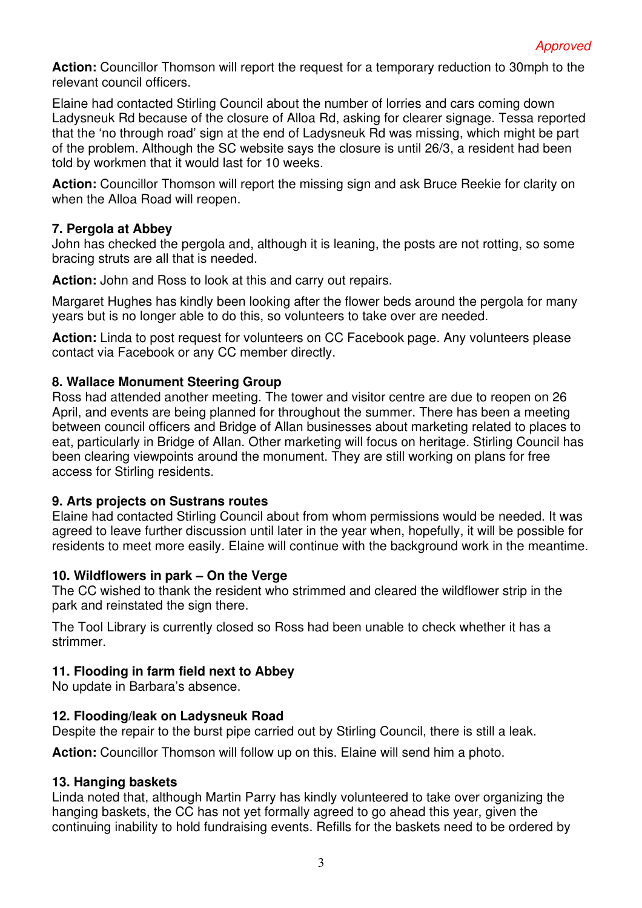*Approved*

**Action:** Councillor Thomson will report the request for a temporary reduction to 30mph to the relevant council officers.

Elaine had contacted Stirling Council about the number of lorries and cars coming down Ladysneuk Rd because of the closure of Alloa Rd, asking for clearer signage. Tessa reported that the 'no through road' sign at the end of Ladysneuk Rd was missing, which might be part of the problem. Although the SC website says the closure is until 26/3, a resident had been told by workmen that it would last for 10 weeks.

**Action:** Councillor Thomson will report the missing sign and ask Bruce Reekie for clarity on when the Alloa Road will reopen.

### 7. Pergola at Abbey

John has checked the pergola and, although it is leaning, the posts are not rotting, so some bracing struts are all that is needed.

**Action:** John and Ross to look at this and carry out repairs.

Margaret Hughes has kindly been looking after the flower beds around the pergola for many years but is no longer able to do this, so volunteers to take over are needed.

**Action:** Linda to post request for volunteers on CC Facebook page. Any volunteers please contact via Facebook or any CC member directly.

### 8. Wallace Monument Steering Group

Ross had attended another meeting. The tower and visitor centre are due to reopen on 26 April, and events are being planned for throughout the summer. There has been a meeting between council officers and Bridge of Allan businesses about marketing related to places to eat, particularly in Bridge of Allan. Other marketing will focus on heritage. Stirling Council has been clearing viewpoints around the monument. They are still working on plans for free access for Stirling residents.

### 9. Arts projects on Sustrans routes

Elaine had contacted Stirling Council about from whom permissions would be needed. It was agreed to leave further discussion until later in the year when, hopefully, it will be possible for residents to meet more easily. Elaine will continue with the background work in the meantime.

### 10. Wildflowers in park – On the Verge

The CC wished to thank the resident who strimmed and cleared the wildflower strip in the park and reinstated the sign there.

The Tool Library is currently closed so Ross had been unable to check whether it has a strimmer.

### 11. Flooding in farm field next to Abbey

No update in Barbara's absence.

### 12. Flooding/leak on Ladysneuk Road

Despite the repair to the burst pipe carried out by Stirling Council, there is still a leak.

**Action:** Councillor Thomson will follow up on this. Elaine will send him a photo.

### 13. Hanging baskets

Linda noted that, although Martin Parry has kindly volunteered to take over organizing the hanging baskets, the CC has not yet formally agreed to go ahead this year, given the continuing inability to hold fundraising events. Refills for the baskets need to be ordered by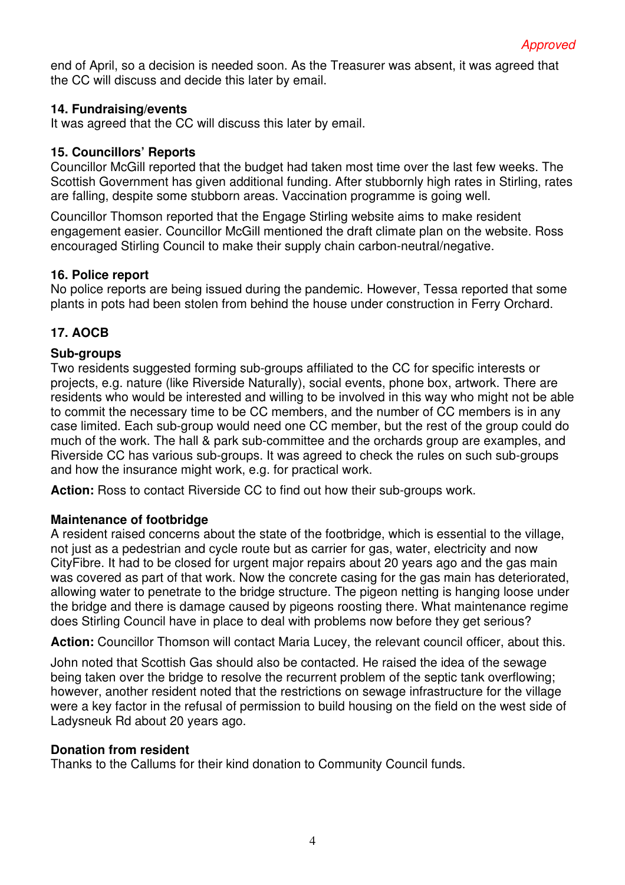*Approved*

end of April, so a decision is needed soon. As the Treasurer was absent, it was agreed that the CC will discuss and decide this later by email.

**14. Fundraising/events**

It was agreed that the CC will discuss this later by email.

**15. Councillors' Reports**

Councillor McGill reported that the budget had taken most time over the last few weeks. The Scottish Government has given additional funding. After stubbornly high rates in Stirling, rates are falling, despite some stubborn areas. Vaccination programme is going well.

Councillor Thomson reported that the Engage Stirling website aims to make resident engagement easier. Councillor McGill mentioned the draft climate plan on the website. Ross encouraged Stirling Council to make their supply chain carbon-neutral/negative.

**16. Police report**

No police reports are being issued during the pandemic. However, Tessa reported that some plants in pots had been stolen from behind the house under construction in Ferry Orchard.

**17. AOCB**

**Sub-groups**

Two residents suggested forming sub-groups affiliated to the CC for specific interests or projects, e.g. nature (like Riverside Naturally), social events, phone box, artwork. There are residents who would be interested and willing to be involved in this way who might not be able to commit the necessary time to be CC members, and the number of CC members is in any case limited. Each sub-group would need one CC member, but the rest of the group could do much of the work. The hall & park sub-committee and the orchards group are examples, and Riverside CC has various sub-groups. It was agreed to check the rules on such sub-groups and how the insurance might work, e.g. for practical work.

**Action:** Ross to contact Riverside CC to find out how their sub-groups work.

**Maintenance of footbridge**

A resident raised concerns about the state of the footbridge, which is essential to the village, not just as a pedestrian and cycle route but as carrier for gas, water, electricity and now CityFibre. It had to be closed for urgent major repairs about 20 years ago and the gas main was covered as part of that work. Now the concrete casing for the gas main has deteriorated, allowing water to penetrate to the bridge structure. The pigeon netting is hanging loose under the bridge and there is damage caused by pigeons roosting there. What maintenance regime does Stirling Council have in place to deal with problems now before they get serious?

**Action:** Councillor Thomson will contact Maria Lucey, the relevant council officer, about this.

John noted that Scottish Gas should also be contacted. He raised the idea of the sewage being taken over the bridge to resolve the recurrent problem of the septic tank overflowing; however, another resident noted that the restrictions on sewage infrastructure for the village were a key factor in the refusal of permission to build housing on the field on the west side of Ladysneuk Rd about 20 years ago.

**Donation from resident**

Thanks to the Callums for their kind donation to Community Council funds.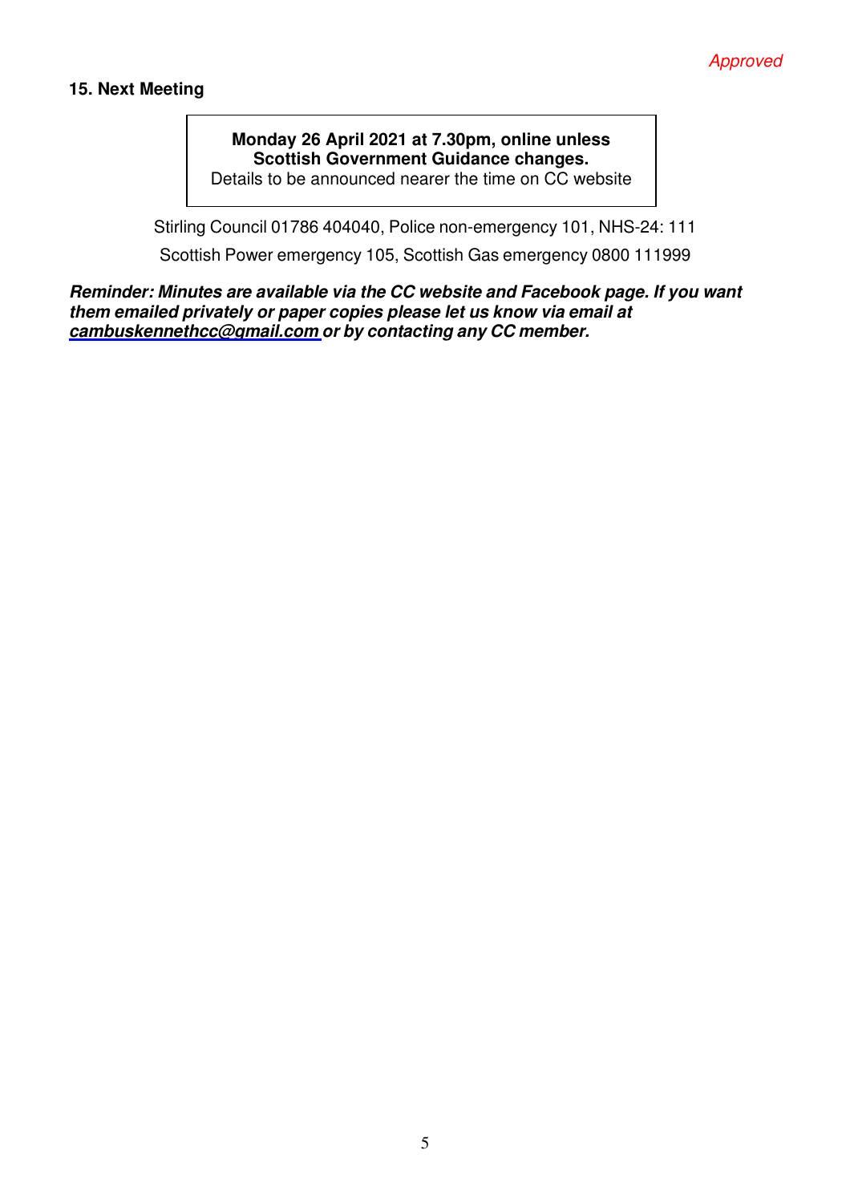*Approved*

## 15. Next Meeting

**Monday 26 April 2021 at 7.30pm, online unless Scottish Government Guidance changes.**
Details to be announced nearer the time on CC website

Stirling Council 01786 404040, Police non-emergency 101, NHS-24: 111

Scottish Power emergency 105, Scottish Gas emergency 0800 111999

***Reminder: Minutes are available via the CC website and Facebook page. If you want them emailed privately or paper copies please let us know via email at cambuskennethcc@gmail.com or by contacting any CC member.***